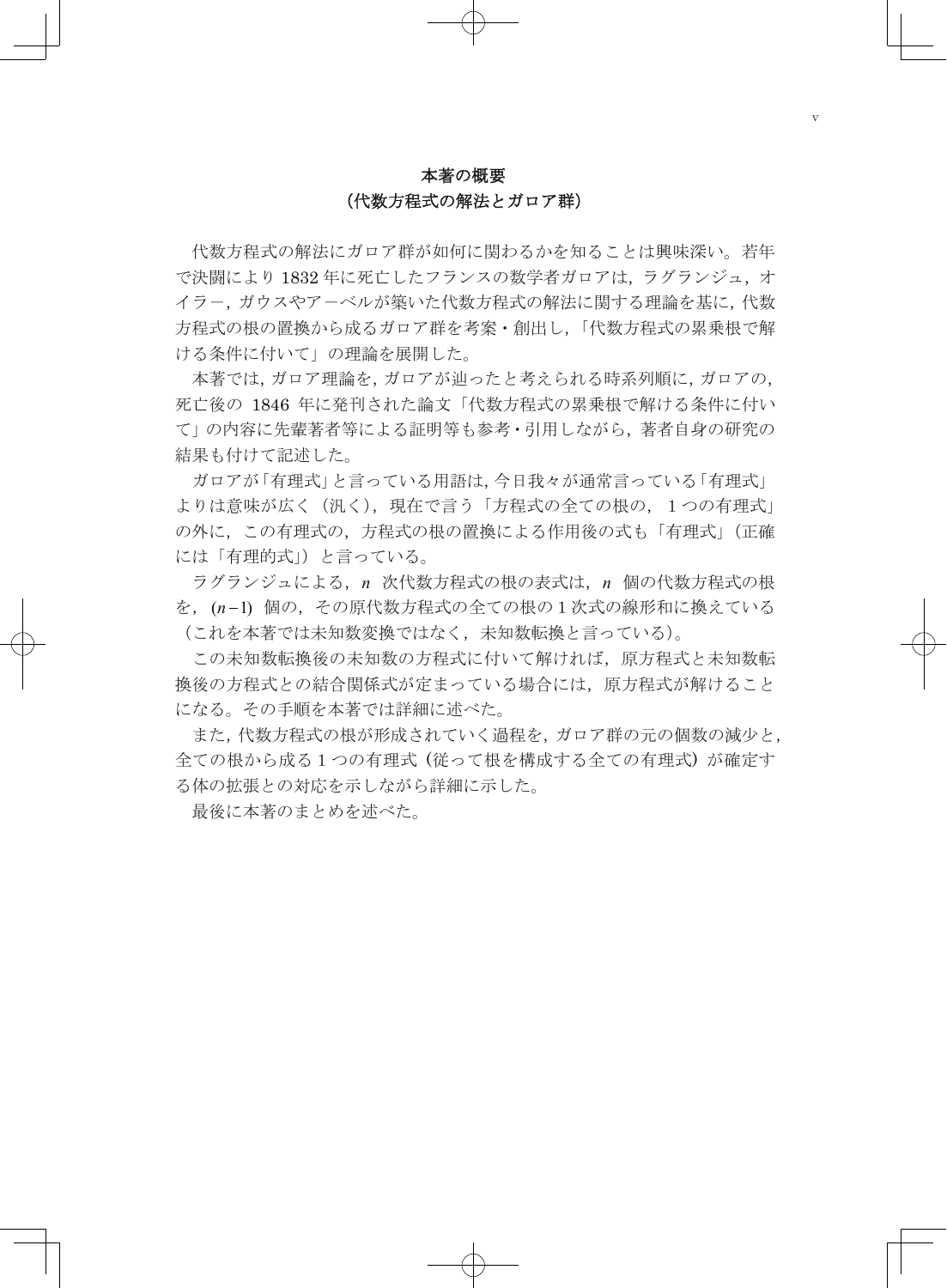# 本著の概要
## （代数方程式の解法とガロア群）

代数方程式の解法にガロア群が如何に関わるかを知ることは興味深い。若年で決闘により 1832 年に死亡したフランスの数学者ガロアは，ラグランジュ，オイラー，ガウスやアーベルが築いた代数方程式の解法に関する理論を基に，代数方程式の根の置換から成るガロア群を考案・創出し，「代数方程式の累乗根で解ける条件に付いて」の理論を展開した。

本著では，ガロア理論を，ガロアが辿ったと考えられる時系列順に，ガロアの，死亡後の 1846 年に発刊された論文「代数方程式の累乗根で解ける条件に付いて」の内容に先輩著者等による証明等も参考・引用しながら，著者自身の研究の結果も付けて記述した。

ガロアが「有理式」と言っている用語は，今日我々が通常言っている「有理式」よりは意味が広く（汎く），現在で言う「方程式の全ての根の，1 つの有理式」の外に，この有理式の，方程式の根の置換による作用後の式も「有理式」（正確には「有理的式」）と言っている。

ラグランジュによる，$n$ 次代数方程式の根の表式は，$n$ 個の代数方程式の根を，$(n-1)$ 個の，その原代数方程式の全ての根の 1 次式の線形和に換えている（これを本著では未知数変換ではなく，未知数転換と言っている）。

この未知数転換後の未知数の方程式に付いて解ければ，原方程式と未知数転換後の方程式との結合関係式が定まっている場合には，原方程式が解けることになる。その手順を本著では詳細に述べた。

また，代数方程式の根が形成されていく過程を，ガロア群の元の個数の減少と，全ての根から成る 1 つの有理式（従って根を構成する全ての有理式）が確定する体の拡張との対応を示しながら詳細に示した。

最後に本著のまとめを述べた。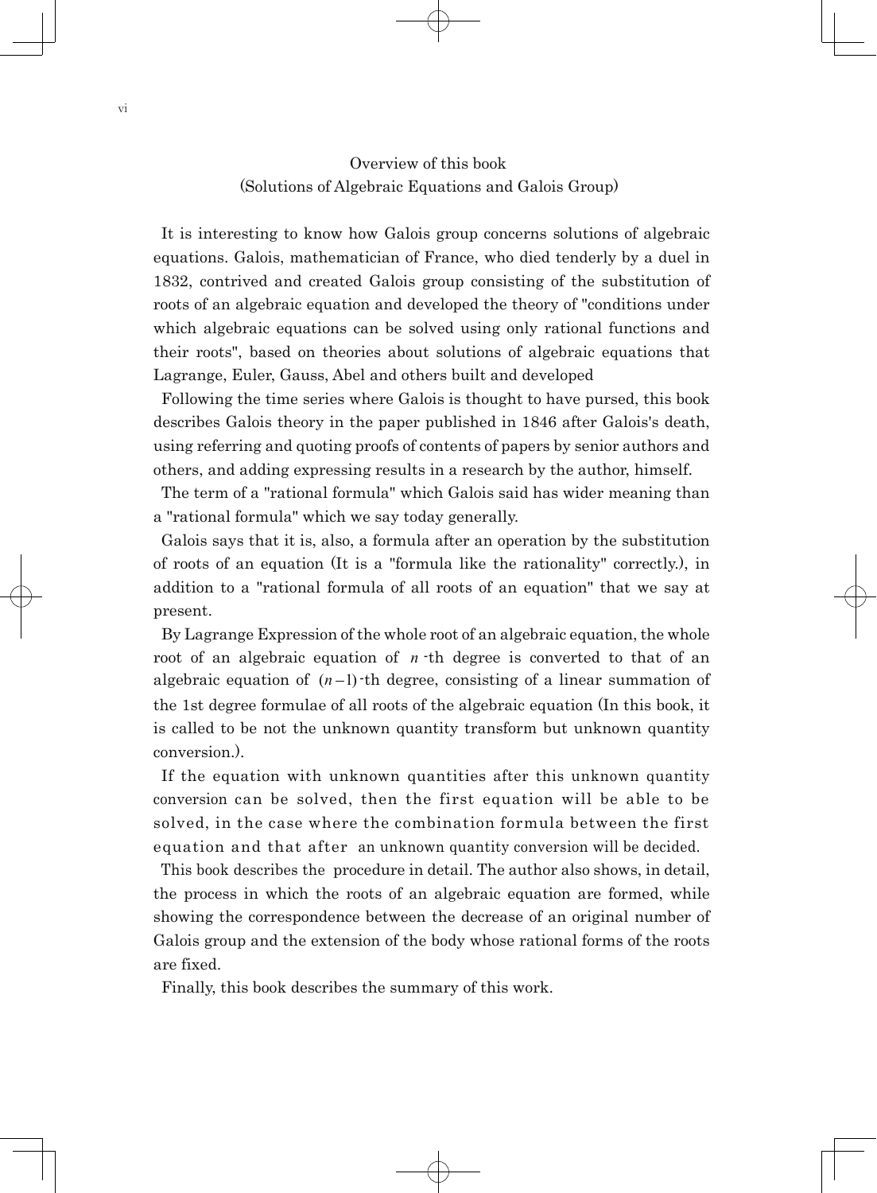# Overview of this book
## (Solutions of Algebraic Equations and Galois Group)

It is interesting to know how Galois group concerns solutions of algebraic equations. Galois, mathematician of France, who died tenderly by a duel in 1832, contrived and created Galois group consisting of the substitution of roots of an algebraic equation and developed the theory of "conditions under which algebraic equations can be solved using only rational functions and their roots", based on theories about solutions of algebraic equations that Lagrange, Euler, Gauss, Abel and others built and developed

Following the time series where Galois is thought to have pursed, this book describes Galois theory in the paper published in 1846 after Galois's death, using referring and quoting proofs of contents of papers by senior authors and others, and adding expressing results in a research by the author, himself.

The term of a "rational formula" which Galois said has wider meaning than a "rational formula" which we say today generally.

Galois says that it is, also, a formula after an operation by the substitution of roots of an equation (It is a "formula like the rationality" correctly.), in addition to a "rational formula of all roots of an equation" that we say at present.

By Lagrange Expression of the whole root of an algebraic equation, the whole root of an algebraic equation of $n$-th degree is converted to that of an algebraic equation of $(n-1)$-th degree, consisting of a linear summation of the 1st degree formulae of all roots of the algebraic equation (In this book, it is called to be not the unknown quantity transform but unknown quantity conversion.).

If the equation with unknown quantities after this unknown quantity conversion can be solved, then the first equation will be able to be solved, in the case where the combination formula between the first equation and that after an unknown quantity conversion will be decided.

This book describes the procedure in detail. The author also shows, in detail, the process in which the roots of an algebraic equation are formed, while showing the correspondence between the decrease of an original number of Galois group and the extension of the body whose rational forms of the roots are fixed.

Finally, this book describes the summary of this work.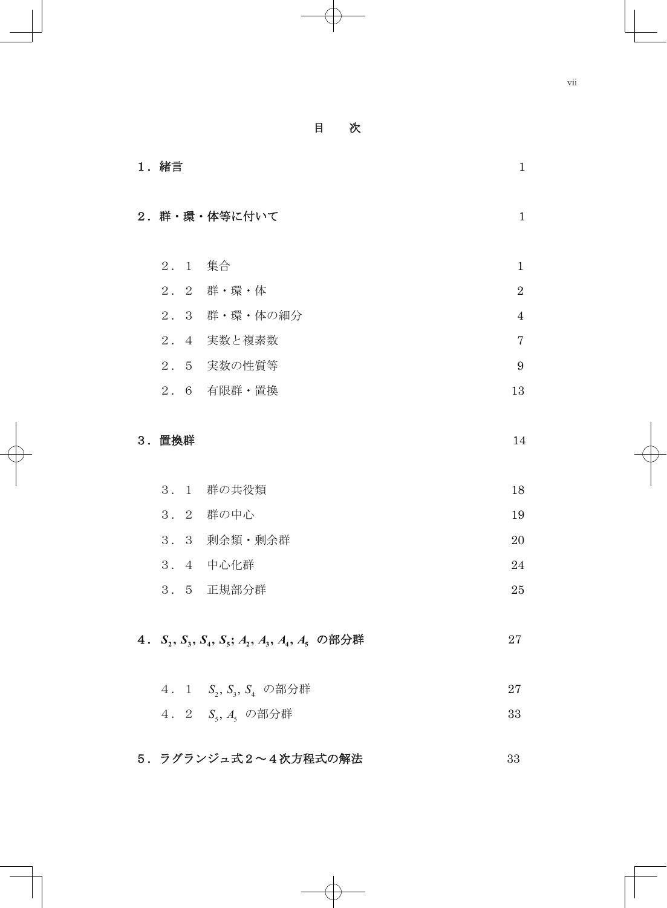# 目　次

１．緒言　1

２．群・環・体等に付いて　1

２．１　集合　1

２．２　群・環・体　2

２．３　群・環・体の細分　4

２．４　実数と複素数　7

２．５　実数の性質等　9

２．６　有限群・置換　13

３．置換群　14

３．１　群の共役類　18

３．２　群の中心　19

３．３　剰余類・剰余群　20

３．４　中心化群　24

３．５　正規部分群　25

４．$S_2, S_3, S_4, S_5; A_2, A_3, A_4, A_5$ の部分群　27

４．１　$S_2, S_3, S_4$ の部分群　27

４．２　$S_5, A_5$ の部分群　33

５．ラグランジュ式２～４次方程式の解法　33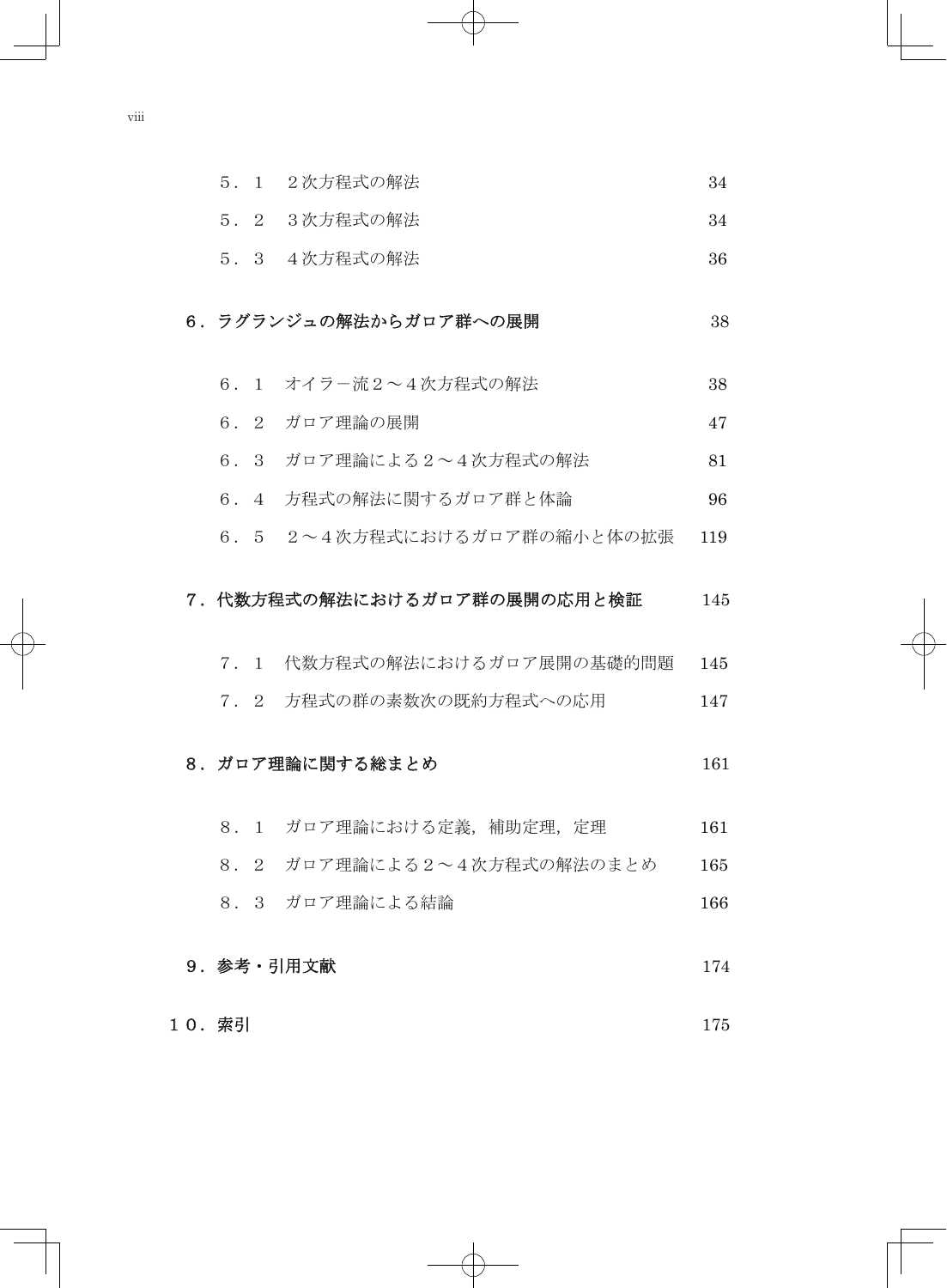５．１　２次方程式の解法　34

５．２　３次方程式の解法　34

５．３　４次方程式の解法　36

**６．ラグランジュの解法からガロア群への展開**　38

６．１　オイラー流２～４次方程式の解法　38

６．２　ガロア理論の展開　47

６．３　ガロア理論による２～４次方程式の解法　81

６．４　方程式の解法に関するガロア群と体論　96

６．５　２～４次方程式におけるガロア群の縮小と体の拡張　119

**７．代数方程式の解法におけるガロア群の展開の応用と検証**　145

７．１　代数方程式の解法におけるガロア展開の基礎的問題　145

７．２　方程式の群の素数次の既約方程式への応用　147

**８．ガロア理論に関する総まとめ**　161

８．１　ガロア理論における定義，補助定理，定理　161

８．２　ガロア理論による２～４次方程式の解法のまとめ　165

８．３　ガロア理論による結論　166

**９．参考・引用文献**　174

**１０．索引**　175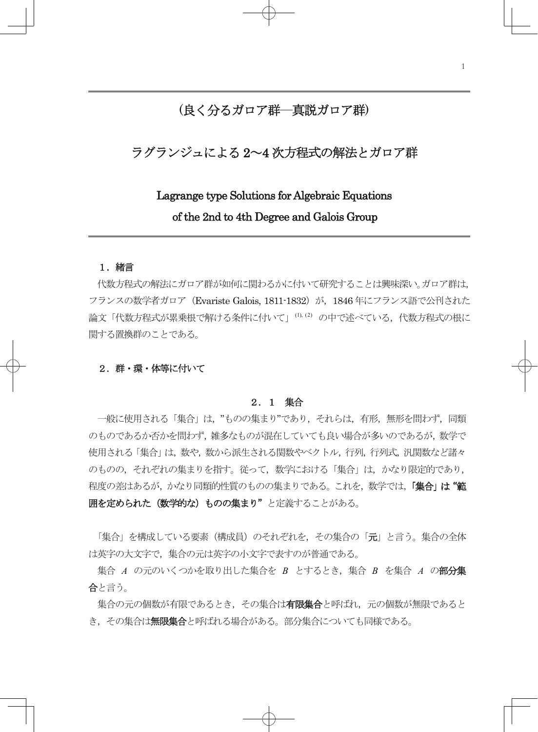# (良く分るガロア群─真説ガロア群)

# ラグランジュによる 2～4 次方程式の解法とガロア群

# Lagrange type Solutions for Algebraic Equations of the 2nd to 4th Degree and Galois Group

## 1．緒言

代数方程式の解法にガロア群が如何に関わるかに付いて研究することは興味深い。ガロア群は，フランスの数学者ガロア（Evariste Galois, 1811-1832）が，1846 年にフランス語で公刊された論文「代数方程式が累乗根で解ける条件に付いて」[(1), (2)] の中で述べている，代数方程式の根に関する置換群のことである。

## 2．群・環・体等に付いて

### 2．1　集合

一般に使用される「集合」は，”ものの集まり”であり，それらは，有形，無形を問わず，同類のものであるか否かを問わず，雑多なものが混在していても良い場合が多いのであるが，数学で使用される「集合」は，数や，数から派生される関数やベクトル，行列，行列式，汎関数など諸々のものの，それぞれの集まりを指す。従って，数学における「集合」は，かなり限定的であり，程度の差はあるが，かなり同類的性質のものの集まりである。これを，数学では，**「集合」は “範囲を定められた（数学的な）ものの集まり”** と定義することがある。

「集合」を構成している要素（構成員）のそれぞれを，その集合の「**元**」と言う。集合の全体は英字の大文字で，集合の元は英字の小文字で表すのが普通である。

集合 $A$ の元のいくつかを取り出した集合を $B$ とするとき，集合 $B$ を集合 $A$ の**部分集合**と言う。

集合の元の個数が有限であるとき，その集合は**有限集合**と呼ばれ，元の個数が無限であるとき，その集合は**無限集合**と呼ばれる場合がある。部分集合についても同様である。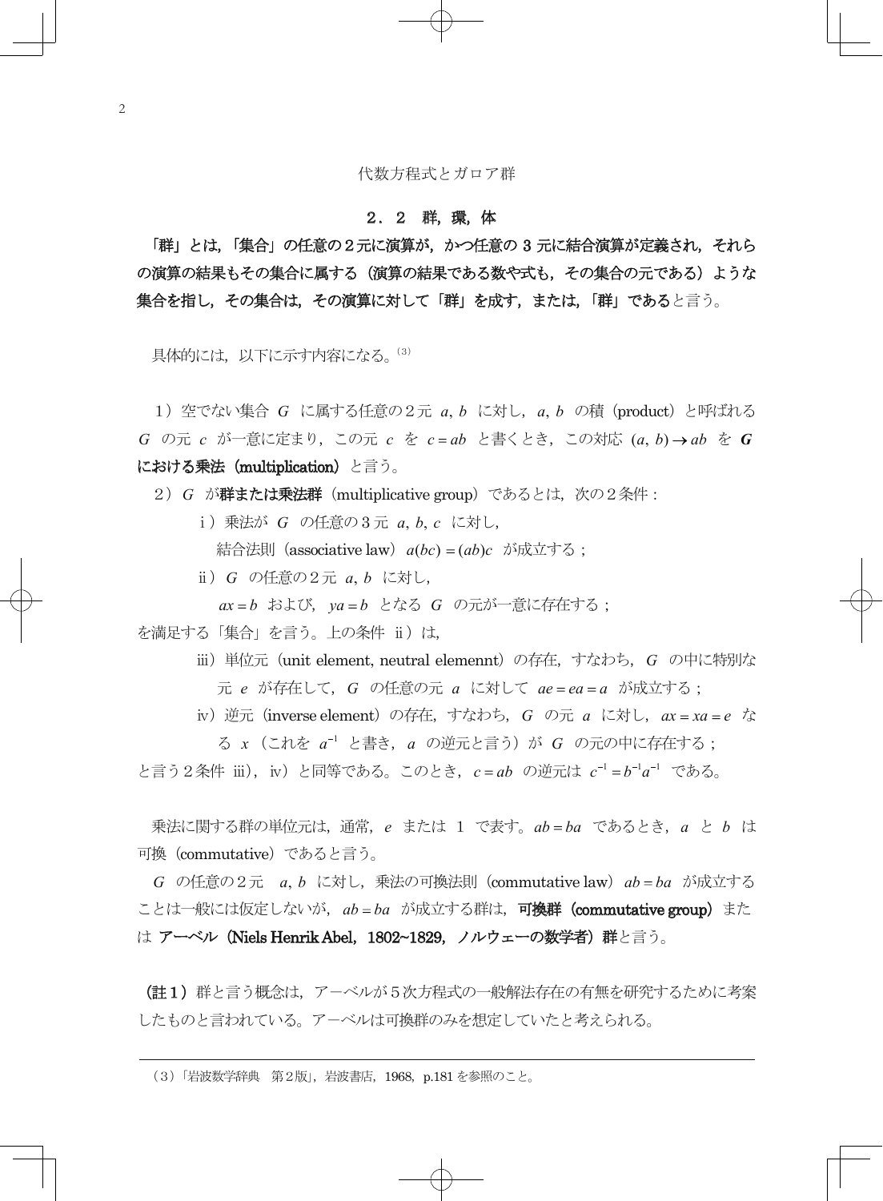## ２．２　群，環，体

**「群」とは，「集合」の任意の２元に演算が，かつ任意の 3 元に結合演算が定義され，それらの演算の結果もその集合に属する（演算の結果である数や式も，その集合の元である）ような集合を指し，その集合は，その演算に対して「群」を成す，または，「群」である**と言う。

具体的には，以下に示す内容になる。[3]

1）空でない集合 $G$ に属する任意の２元 $a, b$ に対し，$a, b$ の積（product）と呼ばれる $G$ の元 $c$ が一意に定まり，この元 $c$ を $c = ab$ と書くとき，この対応 $(a, b) \to ab$ を **$G$ における乗法（multiplication）**と言う。

2）$G$ が**群または乗法群**（multiplicative group）であるとは，次の２条件：

　ⅰ）乗法が $G$ の任意の３元 $a, b, c$ に対し，
　　結合法則（associative law）$a(bc) = (ab)c$ が成立する；

　ⅱ）$G$ の任意の２元 $a, b$ に対し，
　　$ax = b$ および，$ya = b$ となる $G$ の元が一意に存在する；

を満足する「集合」を言う。上の条件 ⅱ）は，

　ⅲ）単位元（unit element, neutral elemennt）の存在，すなわち，$G$ の中に特別な元 $e$ が存在して，$G$ の任意の元 $a$ に対して $ae = ea = a$ が成立する；

　ⅳ）逆元（inverse element）の存在，すなわち，$G$ の元 $a$ に対し，$ax = xa = e$ なる $x$（これを $a^{-1}$ と書き，$a$ の逆元と言う）が $G$ の元の中に存在する；

と言う２条件 ⅲ），ⅳ）と同等である。このとき，$c = ab$ の逆元は $c^{-1} = b^{-1}a^{-1}$ である。

乗法に関する群の単位元は，通常，$e$ または 1 で表す。$ab = ba$ であるとき，$a$ と $b$ は可換（commutative）であると言う。

$G$ の任意の２元 $a, b$ に対し，乗法の可換法則（commutative law）$ab = ba$ が成立することは一般には仮定しないが，$ab = ba$ が成立する群は，**可換群（commutative group）**または **アーベル（Niels Henrik Abel，1802~1829，ノルウェーの数学者）群**と言う。

**（註１）**群と言う概念は，アーベルが５次方程式の一般解法存在の有無を研究するために考案したものと言われている。アーベルは可換群のみを想定していたと考えられる。

---

（3）「岩波数学辞典　第２版」，岩波書店，1968，p.181 を参照のこと。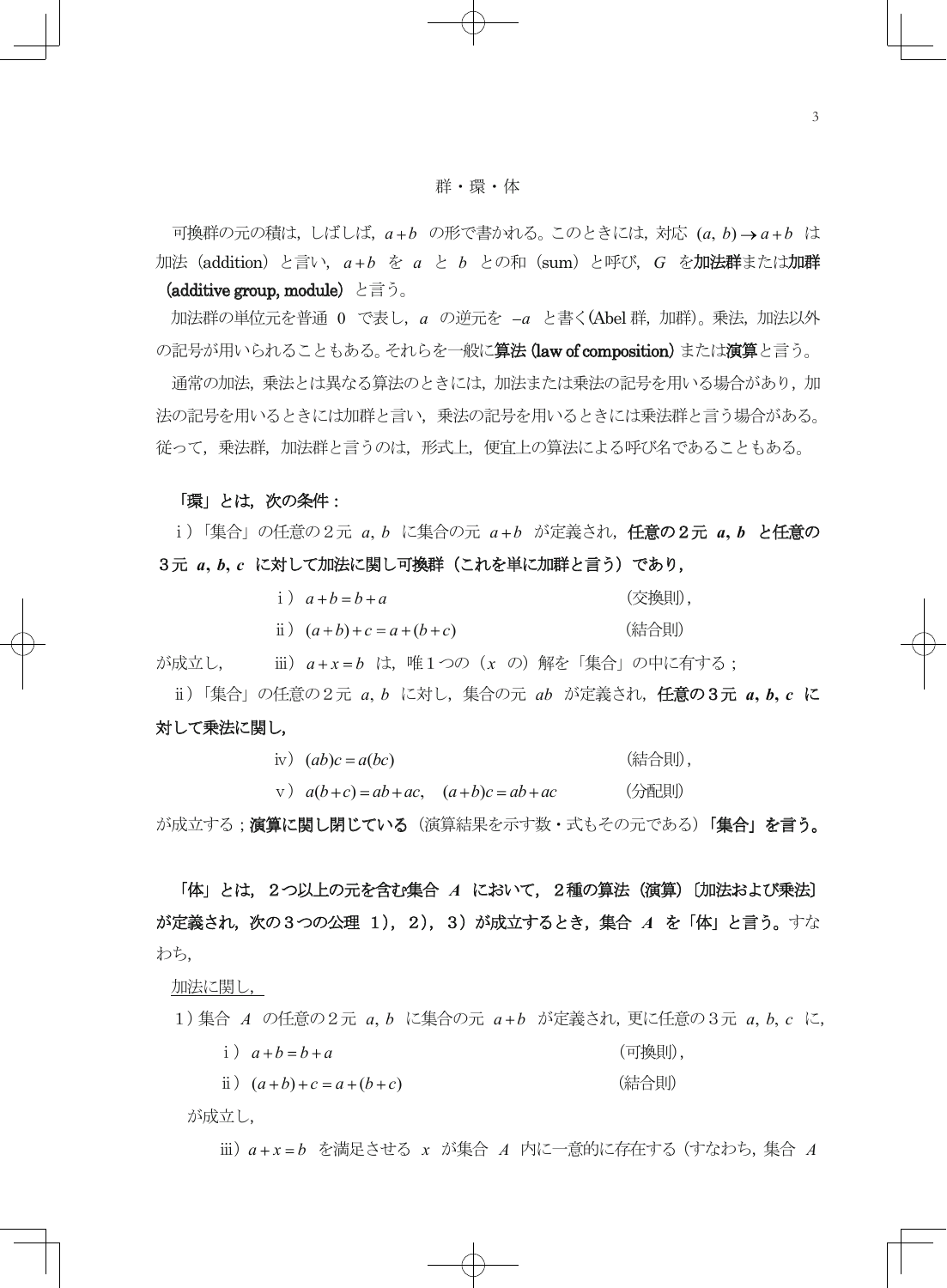## 群・環・体

可換群の元の積は，しばしば，$a+b$ の形で書かれる。このときには，対応 $(a, b) \to a+b$ は加法（addition）と言い，$a+b$ を $a$ と $b$ との和（sum）と呼び，$G$ を**加法群**または**加群（additive group, module）**と言う。

加法群の単位元を普通 $0$ で表し，$a$ の逆元を $-a$ と書く(Abel 群，加群)。乗法，加法以外の記号が用いられることもある。それらを一般に**算法 (law of composition)** または**演算**と言う。

通常の加法，乗法とは異なる算法のときには，加法または乗法の記号を用いる場合があり，加法の記号を用いるときには加群と言い，乗法の記号を用いるときには乗法群と言う場合がある。従って，乗法群，加法群と言うのは，形式上，便宜上の算法による呼び名であることもある。

**「環」とは，次の条件：**

ｉ）「集合」の任意の２元 $a, b$ に集合の元 $a+b$ が定義され，**任意の２元 $a, b$ と任意の３元 $a, b, c$ に対して加法に関し可換群（これを単に加群と言う）であり，**

ｉ）$a+b=b+a$　　（交換則），

ⅱ）$(a+b)+c=a+(b+c)$　　（結合則）

が成立し，　ⅲ）$a+x=b$ は，唯１つの（$x$ の）解を「集合」の中に有する；

ⅱ）「集合」の任意の２元 $a, b$ に対し，集合の元 $ab$ が定義され，**任意の３元 $a, b, c$ に対して乗法に関し，**

ⅳ）$(ab)c=a(bc)$　　（結合則），

ⅴ）$a(b+c)=ab+ac, \quad (a+b)c=ab+ac$　　（分配則）

が成立する；**演算に関し閉じている**（演算結果を示す数・式もその元である）**「集合」を言う。**

**「体」とは，２つ以上の元を含む集合 $A$ において，２種の算法（演算）〔加法および乗法〕が定義され，次の３つの公理 １），２），３）が成立するとき，集合 $A$ を「体」と言う。**すなわち，

加法に関し，

１) 集合 $A$ の任意の２元 $a, b$ に集合の元 $a+b$ が定義され，更に任意の３元 $a, b, c$ に，

ｉ）$a+b=b+a$　　（可換則），

ⅱ）$(a+b)+c=a+(b+c)$　　（結合則）

が成立し，

ⅲ）$a+x=b$ を満足させる $x$ が集合 $A$ 内に一意的に存在する（すなわち，集合 $A$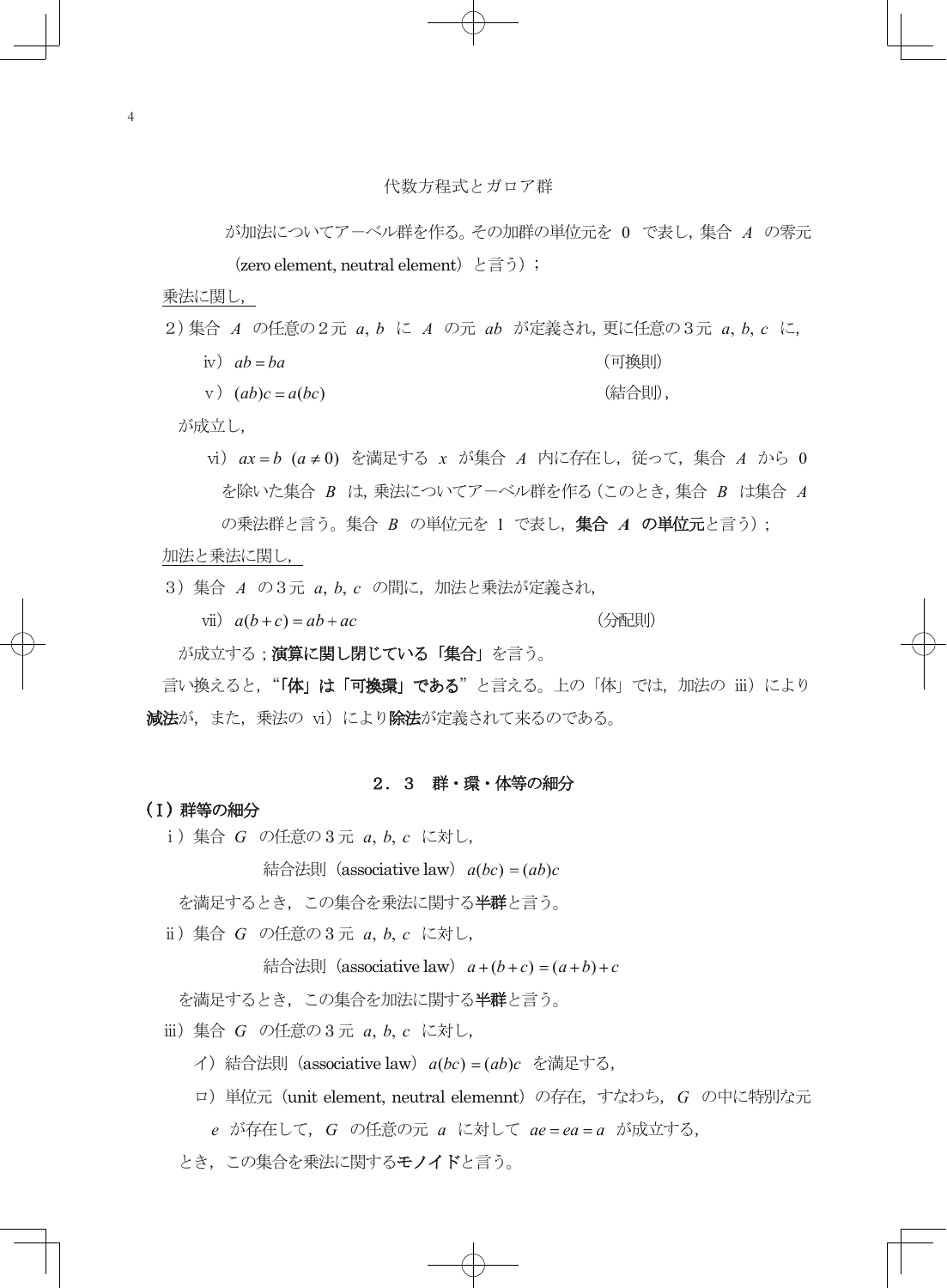が加法についてアーベル群を作る。その加群の単位元を $0$ で表し，集合 $A$ の零元（zero element, neutral element）と言う）；

乗法に関し，

2）集合 $A$ の任意の２元 $a, b$ に $A$ の元 $ab$ が定義され，更に任意の３元 $a, b, c$ に，

ⅳ）$ab = ba$ （可換則）

ⅴ）$(ab)c = a(bc)$ （結合則），

が成立し，

ⅵ）$ax = b \ (a \neq 0)$ を満足する $x$ が集合 $A$ 内に存在し，従って，集合 $A$ から $0$ を除いた集合 $B$ は，乗法についてアーベル群を作る（このとき，集合 $B$ は集合 $A$ の乗法群と言う。集合 $B$ の単位元を $1$ で表し，**集合 $A$ の単位元**と言う）；

加法と乗法に関し，

3）集合 $A$ の３元 $a, b, c$ の間に，加法と乗法が定義され，

ⅶ）$a(b+c) = ab + ac$ （分配則）

が成立する；**演算に関し閉じている「集合」**を言う。

言い換えると，"**「体」は「可換環」である**" と言える。上の「体」では，加法の ⅲ）により**減法**が，また，乗法の ⅵ）により**除法**が定義されて来るのである。

## ２．３　群・環・体等の細分

### （Ⅰ）群等の細分

ⅰ）集合 $G$ の任意の３元 $a, b, c$ に対し，

結合法則（associative law）$a(bc) = (ab)c$

を満足するとき，この集合を乗法に関する**半群**と言う。

ⅱ）集合 $G$ の任意の３元 $a, b, c$ に対し，

結合法則（associative law）$a + (b + c) = (a + b) + c$

を満足するとき，この集合を加法に関する**半群**と言う。

ⅲ）集合 $G$ の任意の３元 $a, b, c$ に対し，

イ）結合法則（associative law）$a(bc) = (ab)c$ を満足する，

ロ）単位元（unit element, neutral elemennt）の存在，すなわち，$G$ の中に特別な元 $e$ が存在して，$G$ の任意の元 $a$ に対して $ae = ea = a$ が成立する，

とき，この集合を乗法に関する**モノイド**と言う。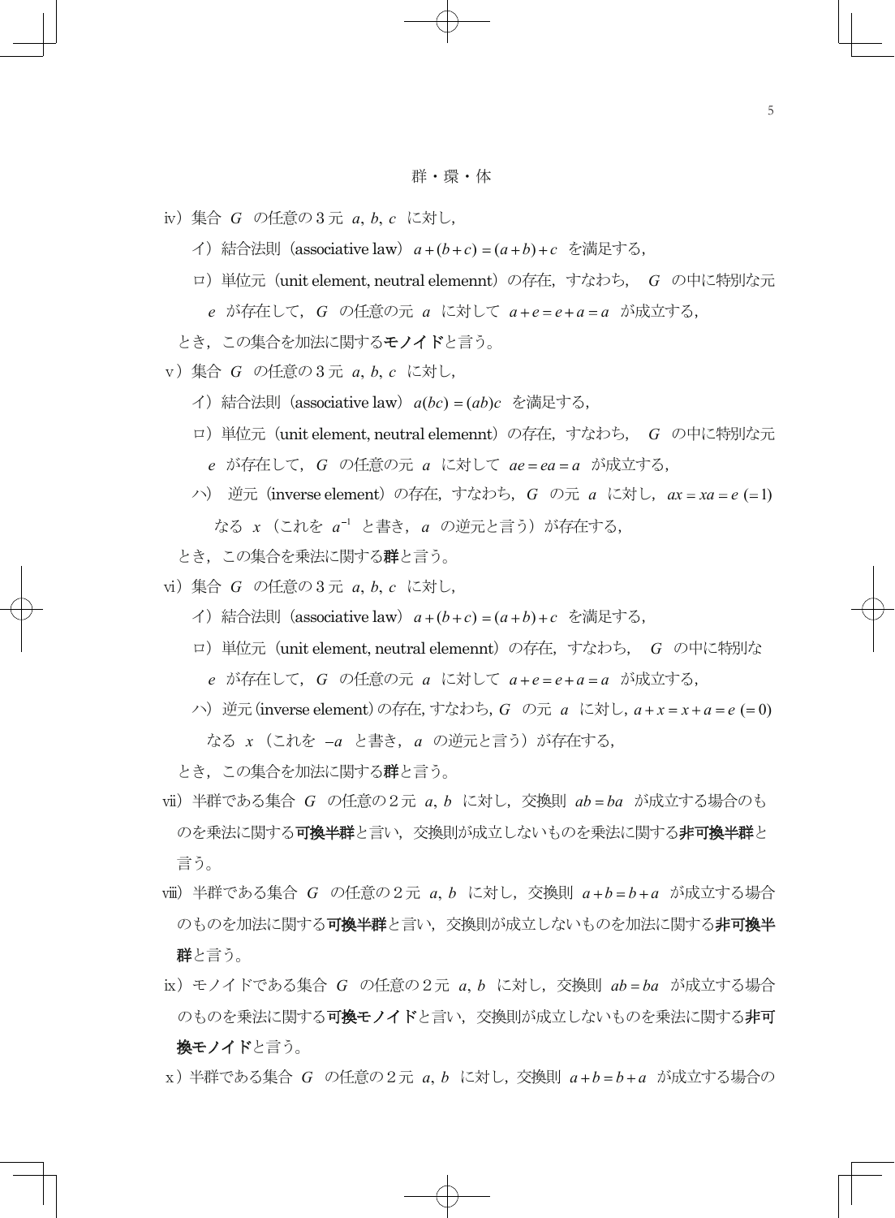iv）集合 $G$ の任意の３元 $a, b, c$ に対し，

イ）結合法則（associative law）$a+(b+c)=(a+b)+c$ を満足する，

ロ）単位元（unit element, neutral elemennt）の存在，すなわち，$G$ の中に特別な元 $e$ が存在して，$G$ の任意の元 $a$ に対して $a+e=e+a=a$ が成立する，

とき，この集合を加法に関する**モノイド**と言う。

v）集合 $G$ の任意の３元 $a, b, c$ に対し，

イ）結合法則（associative law）$a(bc)=(ab)c$ を満足する，

ロ）単位元（unit element, neutral elemennt）の存在，すなわち，$G$ の中に特別な元 $e$ が存在して，$G$ の任意の元 $a$ に対して $ae=ea=a$ が成立する，

ハ）逆元（inverse element）の存在，すなわち，$G$ の元 $a$ に対し，$ax=xa=e\ (=1)$ なる $x$（これを $a^{-1}$ と書き，$a$ の逆元と言う）が存在する，

とき，この集合を乗法に関する**群**と言う。

vi）集合 $G$ の任意の３元 $a, b, c$ に対し，

イ）結合法則（associative law）$a+(b+c)=(a+b)+c$ を満足する，

ロ）単位元（unit element, neutral elemennt）の存在，すなわち，$G$ の中に特別な $e$ が存在して，$G$ の任意の元 $a$ に対して $a+e=e+a=a$ が成立する，

ハ）逆元（inverse element）の存在，すなわち，$G$ の元 $a$ に対し，$a+x=x+a=e\ (=0)$ なる $x$（これを $-a$ と書き，$a$ の逆元と言う）が存在する，

とき，この集合を加法に関する**群**と言う。

vii）半群である集合 $G$ の任意の２元 $a, b$ に対し，交換則 $ab=ba$ が成立する場合のものを乗法に関する**可換半群**と言い，交換則が成立しないものを乗法に関する**非可換半群**と言う。

viii）半群である集合 $G$ の任意の２元 $a, b$ に対し，交換則 $a+b=b+a$ が成立する場合のものを加法に関する**可換半群**と言い，交換則が成立しないものを加法に関する**非可換半群**と言う。

ix）モノイドである集合 $G$ の任意の２元 $a, b$ に対し，交換則 $ab=ba$ が成立する場合のものを乗法に関する**可換モノイド**と言い，交換則が成立しないものを乗法に関する**非可換モノイド**と言う。

x）半群である集合 $G$ の任意の２元 $a, b$ に対し，交換則 $a+b=b+a$ が成立する場合の